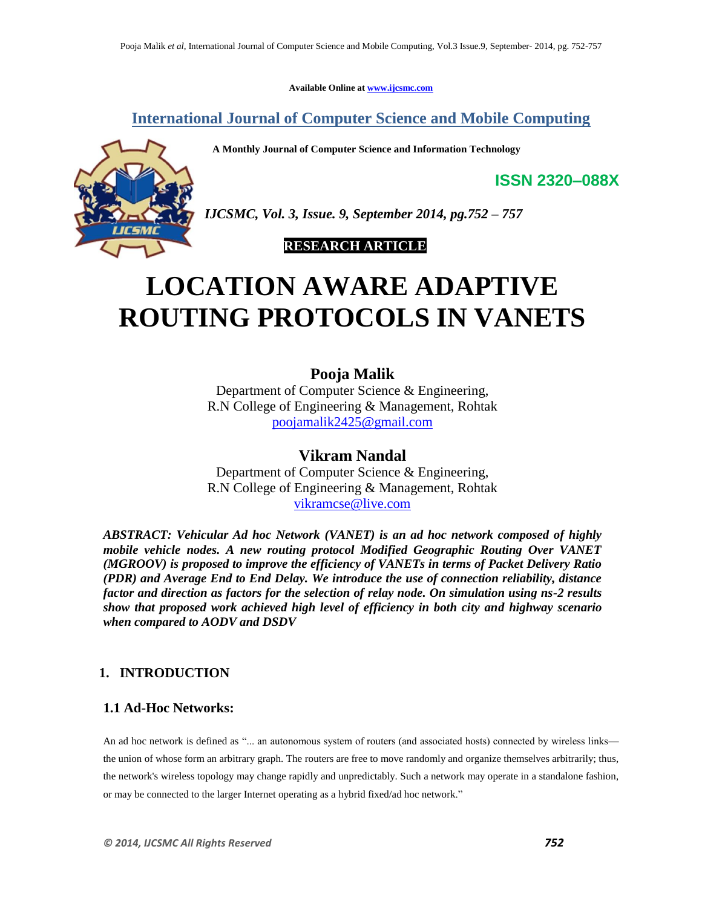Available Online at www.ijcsmc.com

**International Journal of Computer Science and Mobile Computing**

**A Monthly Journal of Computer Science and Information Technology**

**ISSN 2320–088X**

*IJCSMC, Vol. 3, Issue. 9, September 2014, pg.752 – 757*

**RESEARCH ARTICLE**

# LOCATION AWARE ADAPTIVE ROUTING PROTOCOLS IN VANETS

**Pooja Malik**
Department of Computer Science & Engineering,
R.N College of Engineering & Management, Rohtak
poojamalik2425@gmail.com

**Vikram Nandal**
Department of Computer Science & Engineering,
R.N College of Engineering & Management, Rohtak
vikramcse@live.com

***ABSTRACT: Vehicular Ad hoc Network (VANET) is an ad hoc network composed of highly mobile vehicle nodes. A new routing protocol Modified Geographic Routing Over VANET (MGROOV) is proposed to improve the efficiency of VANETs in terms of Packet Delivery Ratio (PDR) and Average End to End Delay. We introduce the use of connection reliability, distance factor and direction as factors for the selection of relay node. On simulation using ns-2 results show that proposed work achieved high level of efficiency in both city and highway scenario when compared to AODV and DSDV***

## 1. INTRODUCTION

### 1.1 Ad-Hoc Networks:

An ad hoc network is defined as "... an autonomous system of routers (and associated hosts) connected by wireless links—the union of whose form an arbitrary graph. The routers are free to move randomly and organize themselves arbitrarily; thus, the network's wireless topology may change rapidly and unpredictably. Such a network may operate in a standalone fashion, or may be connected to the larger Internet operating as a hybrid fixed/ad hoc network."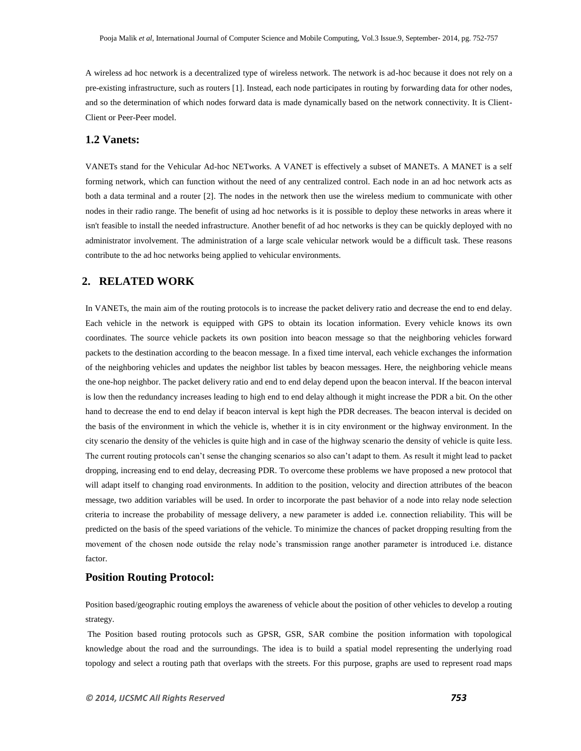A wireless ad hoc network is a decentralized type of wireless network. The network is ad-hoc because it does not rely on a pre-existing infrastructure, such as routers [1]. Instead, each node participates in routing by forwarding data for other nodes, and so the determination of which nodes forward data is made dynamically based on the network connectivity. It is Client-Client or Peer-Peer model.

### 1.2 Vanets:

VANETs stand for the Vehicular Ad-hoc NETworks. A VANET is effectively a subset of MANETs. A MANET is a self forming network, which can function without the need of any centralized control. Each node in an ad hoc network acts as both a data terminal and a router [2]. The nodes in the network then use the wireless medium to communicate with other nodes in their radio range. The benefit of using ad hoc networks is it is possible to deploy these networks in areas where it isn't feasible to install the needed infrastructure. Another benefit of ad hoc networks is they can be quickly deployed with no administrator involvement. The administration of a large scale vehicular network would be a difficult task. These reasons contribute to the ad hoc networks being applied to vehicular environments.

## 2. RELATED WORK

In VANETs, the main aim of the routing protocols is to increase the packet delivery ratio and decrease the end to end delay. Each vehicle in the network is equipped with GPS to obtain its location information. Every vehicle knows its own coordinates. The source vehicle packets its own position into beacon message so that the neighboring vehicles forward packets to the destination according to the beacon message. In a fixed time interval, each vehicle exchanges the information of the neighboring vehicles and updates the neighbor list tables by beacon messages. Here, the neighboring vehicle means the one-hop neighbor. The packet delivery ratio and end to end delay depend upon the beacon interval. If the beacon interval is low then the redundancy increases leading to high end to end delay although it might increase the PDR a bit. On the other hand to decrease the end to end delay if beacon interval is kept high the PDR decreases. The beacon interval is decided on the basis of the environment in which the vehicle is, whether it is in city environment or the highway environment. In the city scenario the density of the vehicles is quite high and in case of the highway scenario the density of vehicle is quite less. The current routing protocols can't sense the changing scenarios so also can't adapt to them. As result it might lead to packet dropping, increasing end to end delay, decreasing PDR. To overcome these problems we have proposed a new protocol that will adapt itself to changing road environments. In addition to the position, velocity and direction attributes of the beacon message, two addition variables will be used. In order to incorporate the past behavior of a node into relay node selection criteria to increase the probability of message delivery, a new parameter is added i.e. connection reliability. This will be predicted on the basis of the speed variations of the vehicle. To minimize the chances of packet dropping resulting from the movement of the chosen node outside the relay node's transmission range another parameter is introduced i.e. distance factor.

### Position Routing Protocol:

Position based/geographic routing employs the awareness of vehicle about the position of other vehicles to develop a routing strategy.

The Position based routing protocols such as GPSR, GSR, SAR combine the position information with topological knowledge about the road and the surroundings. The idea is to build a spatial model representing the underlying road topology and select a routing path that overlaps with the streets. For this purpose, graphs are used to represent road maps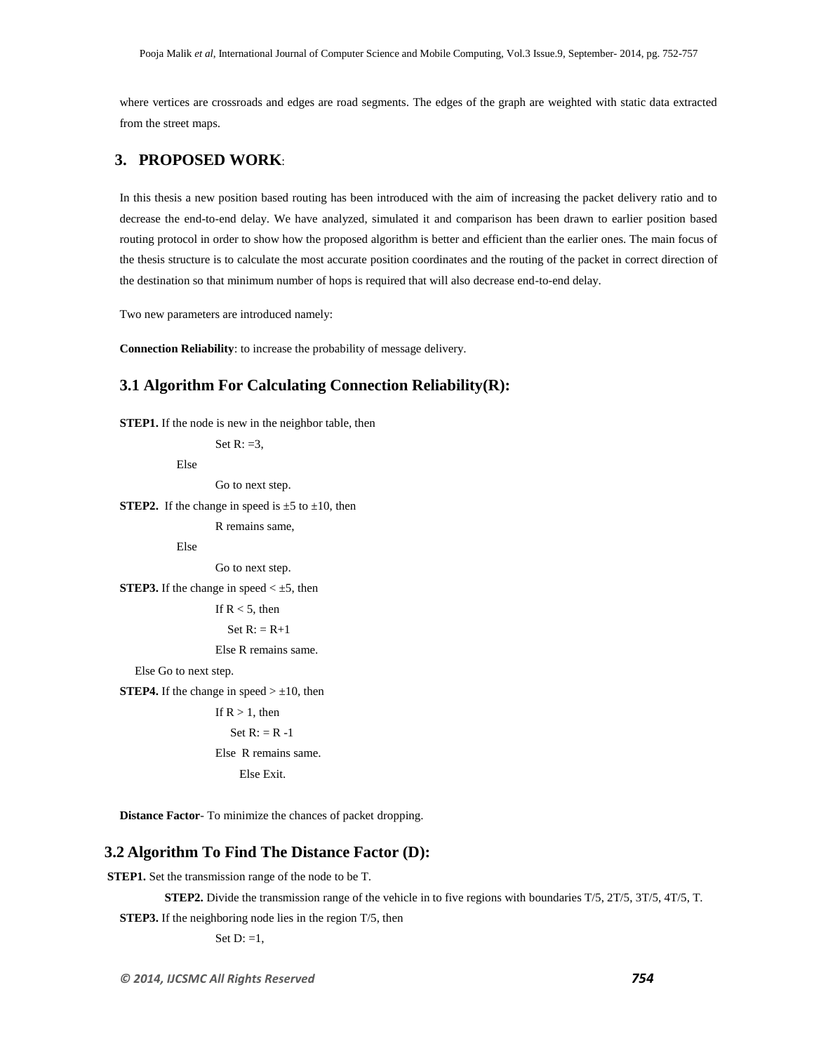where vertices are crossroads and edges are road segments. The edges of the graph are weighted with static data extracted from the street maps.

## 3. PROPOSED WORK:

In this thesis a new position based routing has been introduced with the aim of increasing the packet delivery ratio and to decrease the end-to-end delay. We have analyzed, simulated it and comparison has been drawn to earlier position based routing protocol in order to show how the proposed algorithm is better and efficient than the earlier ones. The main focus of the thesis structure is to calculate the most accurate position coordinates and the routing of the packet in correct direction of the destination so that minimum number of hops is required that will also decrease end-to-end delay.

Two new parameters are introduced namely:

**Connection Reliability**: to increase the probability of message delivery.

### 3.1 Algorithm For Calculating Connection Reliability(R):

**STEP1.** If the node is new in the neighbor table, then

Set R: =3,

Else

Go to next step.

**STEP2.** If the change in speed is ±5 to ±10, then

R remains same,

Else

Go to next step.

**STEP3.** If the change in speed < ±5, then

If R < 5, then

Set R: = R+1

Else R remains same.

Else Go to next step.

**STEP4.** If the change in speed > ±10, then

If R > 1, then

Set R: = R -1

Else R remains same.

Else Exit.

**Distance Factor**- To minimize the chances of packet dropping.

### 3.2 Algorithm To Find The Distance Factor (D):

**STEP1.** Set the transmission range of the node to be T.

**STEP2.** Divide the transmission range of the vehicle in to five regions with boundaries T/5, 2T/5, 3T/5, 4T/5, T.

**STEP3.** If the neighboring node lies in the region T/5, then

Set D: =1,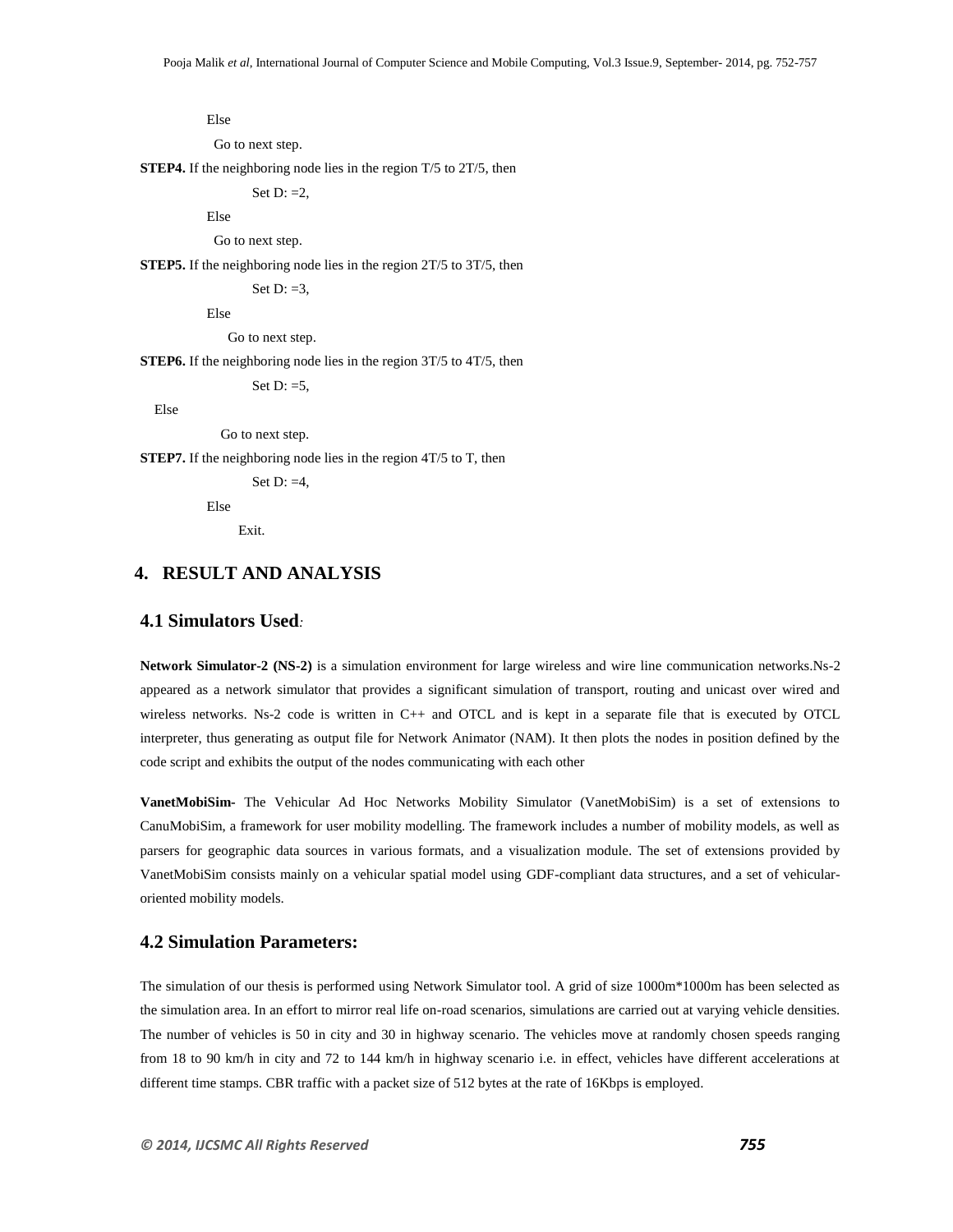Else

Go to next step.

**STEP4.** If the neighboring node lies in the region T/5 to 2T/5, then

Set D: =2,

Else

Go to next step.

**STEP5.** If the neighboring node lies in the region 2T/5 to 3T/5, then

Set D: =3,

Else

Go to next step.

**STEP6.** If the neighboring node lies in the region 3T/5 to 4T/5, then

Set D: =5,

Else

Go to next step.

**STEP7.** If the neighboring node lies in the region 4T/5 to T, then

Set D: =4,

Else

Exit.

## 4. RESULT AND ANALYSIS

### 4.1 Simulators Used:

**Network Simulator-2 (NS-2)** is a simulation environment for large wireless and wire line communication networks.Ns-2 appeared as a network simulator that provides a significant simulation of transport, routing and unicast over wired and wireless networks. Ns-2 code is written in C++ and OTCL and is kept in a separate file that is executed by OTCL interpreter, thus generating as output file for Network Animator (NAM). It then plots the nodes in position defined by the code script and exhibits the output of the nodes communicating with each other

**VanetMobiSim-** The Vehicular Ad Hoc Networks Mobility Simulator (VanetMobiSim) is a set of extensions to CanuMobiSim, a framework for user mobility modelling. The framework includes a number of mobility models, as well as parsers for geographic data sources in various formats, and a visualization module. The set of extensions provided by VanetMobiSim consists mainly on a vehicular spatial model using GDF-compliant data structures, and a set of vehicular-oriented mobility models.

### 4.2 Simulation Parameters:

The simulation of our thesis is performed using Network Simulator tool. A grid of size 1000m*1000m has been selected as the simulation area. In an effort to mirror real life on-road scenarios, simulations are carried out at varying vehicle densities. The number of vehicles is 50 in city and 30 in highway scenario. The vehicles move at randomly chosen speeds ranging from 18 to 90 km/h in city and 72 to 144 km/h in highway scenario i.e. in effect, vehicles have different accelerations at different time stamps. CBR traffic with a packet size of 512 bytes at the rate of 16Kbps is employed.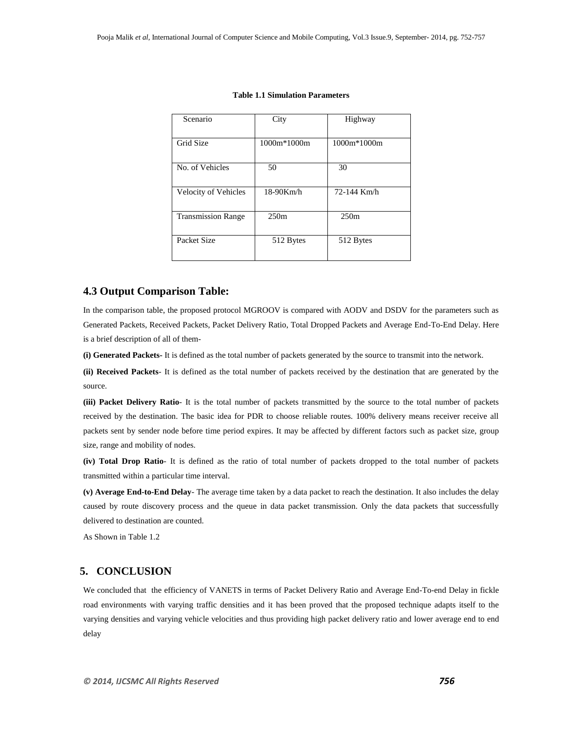**Table 1.1 Simulation Parameters**

| Scenario | City | Highway |
| --- | --- | --- |
| Grid Size | 1000m*1000m | 1000m*1000m |
| No. of Vehicles | 50 | 30 |
| Velocity of Vehicles | 18-90Km/h | 72-144 Km/h |
| Transmission Range | 250m | 250m |
| Packet Size | 512 Bytes | 512 Bytes |

## 4.3 Output Comparison Table:

In the comparison table, the proposed protocol MGROOV is compared with AODV and DSDV for the parameters such as Generated Packets, Received Packets, Packet Delivery Ratio, Total Dropped Packets and Average End-To-End Delay. Here is a brief description of all of them-

**(i) Generated Packets-** It is defined as the total number of packets generated by the source to transmit into the network.

**(ii) Received Packets**- It is defined as the total number of packets received by the destination that are generated by the source.

**(iii) Packet Delivery Ratio**- It is the total number of packets transmitted by the source to the total number of packets received by the destination. The basic idea for PDR to choose reliable routes. 100% delivery means receiver receive all packets sent by sender node before time period expires. It may be affected by different factors such as packet size, group size, range and mobility of nodes.

**(iv) Total Drop Ratio**- It is defined as the ratio of total number of packets dropped to the total number of packets transmitted within a particular time interval.

**(v) Average End-to-End Delay**- The average time taken by a data packet to reach the destination. It also includes the delay caused by route discovery process and the queue in data packet transmission. Only the data packets that successfully delivered to destination are counted.

As Shown in Table 1.2

## 5. CONCLUSION

We concluded that the efficiency of VANETS in terms of Packet Delivery Ratio and Average End-To-end Delay in fickle road environments with varying traffic densities and it has been proved that the proposed technique adapts itself to the varying densities and varying vehicle velocities and thus providing high packet delivery ratio and lower average end to end delay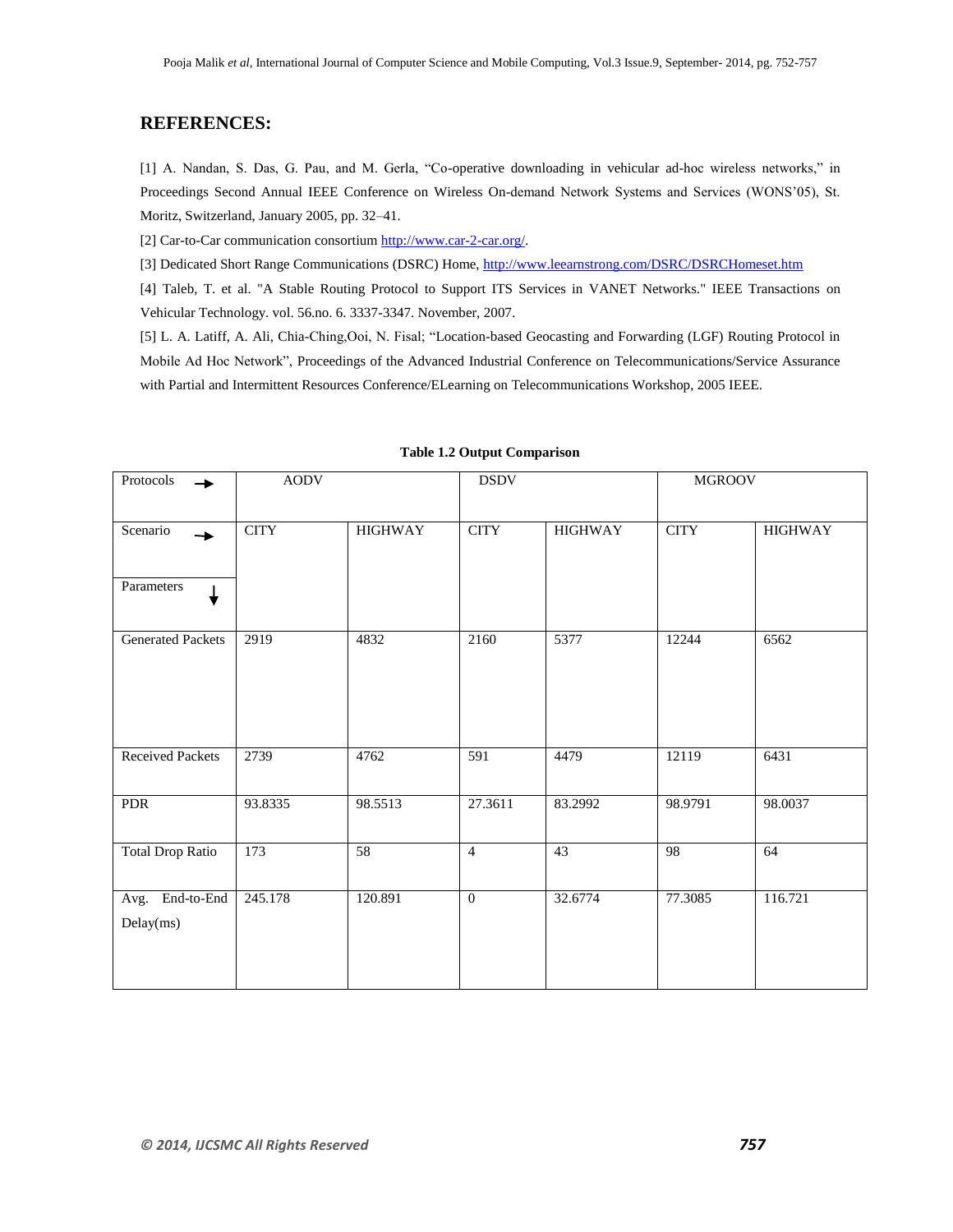## REFERENCES:

[1] A. Nandan, S. Das, G. Pau, and M. Gerla, "Co-operative downloading in vehicular ad-hoc wireless networks," in Proceedings Second Annual IEEE Conference on Wireless On-demand Network Systems and Services (WONS'05), St. Moritz, Switzerland, January 2005, pp. 32–41.

[2] Car-to-Car communication consortium http://www.car-2-car.org/.

[3] Dedicated Short Range Communications (DSRC) Home, http://www.leearnstrong.com/DSRC/DSRCHomeset.htm

[4] Taleb, T. et al. "A Stable Routing Protocol to Support ITS Services in VANET Networks." IEEE Transactions on Vehicular Technology. vol. 56.no. 6. 3337-3347. November, 2007.

[5] L. A. Latiff, A. Ali, Chia-Ching,Ooi, N. Fisal; "Location-based Geocasting and Forwarding (LGF) Routing Protocol in Mobile Ad Hoc Network", Proceedings of the Advanced Industrial Conference on Telecommunications/Service Assurance with Partial and Intermittent Resources Conference/ELearning on Telecommunications Workshop, 2005 IEEE.

**Table 1.2 Output Comparison**

| Protocols → | AODV | | DSDV | | MGROOV | |
|---|---|---|---|---|---|---|
| Scenario → / Parameters ↓ | CITY | HIGHWAY | CITY | HIGHWAY | CITY | HIGHWAY |
| Generated Packets | 2919 | 4832 | 2160 | 5377 | 12244 | 6562 |
| Received Packets | 2739 | 4762 | 591 | 4479 | 12119 | 6431 |
| PDR | 93.8335 | 98.5513 | 27.3611 | 83.2992 | 98.9791 | 98.0037 |
| Total Drop Ratio | 173 | 58 | 4 | 43 | 98 | 64 |
| Avg. End-to-End Delay(ms) | 245.178 | 120.891 | 0 | 32.6774 | 77.3085 | 116.721 |